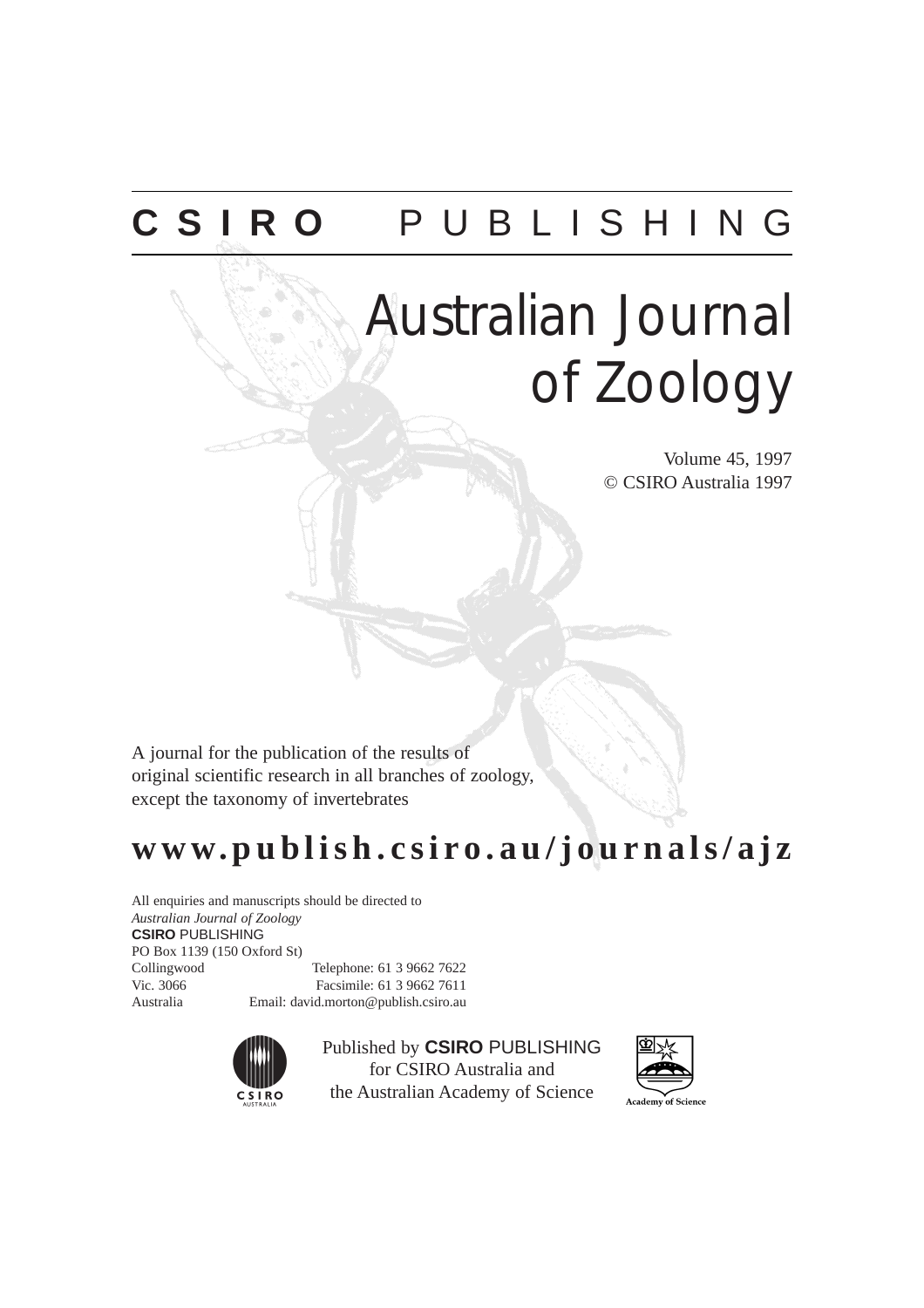**CSIRO** PUBLISHING

# Australian Journal of Zoology

Volume 45, 1997
© CSIRO Australia 1997

A journal for the publication of the results of original scientific research in all branches of zoology, except the taxonomy of invertebrates

## www.publish.csiro.au/journals/ajz

All enquiries and manuscripts should be directed to
*Australian Journal of Zoology*
**CSIRO** PUBLISHING
PO Box 1139 (150 Oxford St)
Collingwood
Vic. 3066
Australia

Telephone: 61 3 9662 7622
Facsimile: 61 3 9662 7611
Email: david.morton@publish.csiro.au

Published by **CSIRO** PUBLISHING
for CSIRO Australia and
the Australian Academy of Science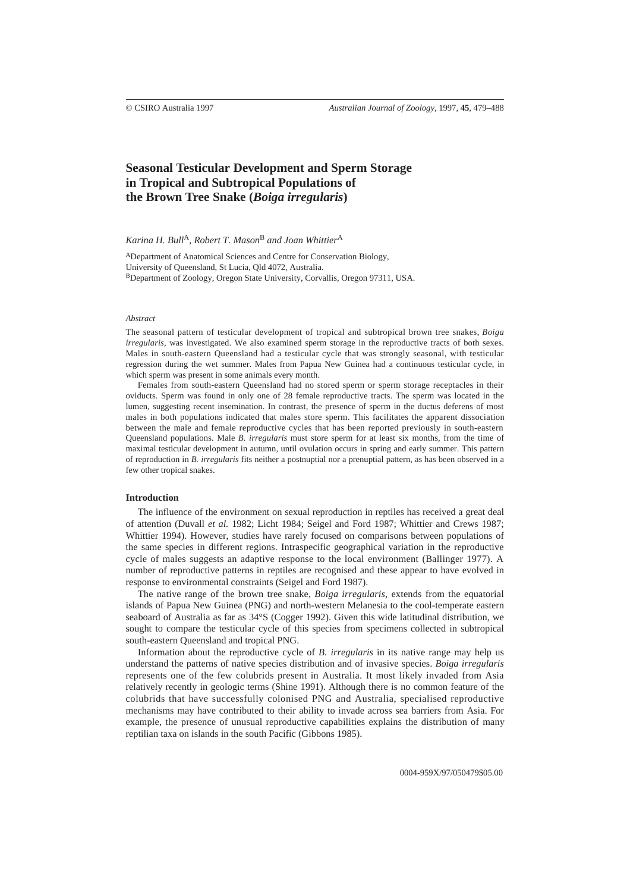# Seasonal Testicular Development and Sperm Storage in Tropical and Subtropical Populations of the Brown Tree Snake (*Boiga irregularis*)

*Karina H. Bull*[A], *Robert T. Mason*[B] *and Joan Whittier*[A]

[A]Department of Anatomical Sciences and Centre for Conservation Biology, University of Queensland, St Lucia, Qld 4072, Australia.
[B]Department of Zoology, Oregon State University, Corvallis, Oregon 97311, USA.

*Abstract*

The seasonal pattern of testicular development of tropical and subtropical brown tree snakes, *Boiga irregularis*, was investigated. We also examined sperm storage in the reproductive tracts of both sexes. Males in south-eastern Queensland had a testicular cycle that was strongly seasonal, with testicular regression during the wet summer. Males from Papua New Guinea had a continuous testicular cycle, in which sperm was present in some animals every month.

Females from south-eastern Queensland had no stored sperm or sperm storage receptacles in their oviducts. Sperm was found in only one of 28 female reproductive tracts. The sperm was located in the lumen, suggesting recent insemination. In contrast, the presence of sperm in the ductus deferens of most males in both populations indicated that males store sperm. This facilitates the apparent dissociation between the male and female reproductive cycles that has been reported previously in south-eastern Queensland populations. Male *B. irregularis* must store sperm for at least six months, from the time of maximal testicular development in autumn, until ovulation occurs in spring and early summer. This pattern of reproduction in *B. irregularis* fits neither a postnuptial nor a prenuptial pattern, as has been observed in a few other tropical snakes.

## Introduction

The influence of the environment on sexual reproduction in reptiles has received a great deal of attention (Duvall *et al.* 1982; Licht 1984; Seigel and Ford 1987; Whittier and Crews 1987; Whittier 1994). However, studies have rarely focused on comparisons between populations of the same species in different regions. Intraspecific geographical variation in the reproductive cycle of males suggests an adaptive response to the local environment (Ballinger 1977). A number of reproductive patterns in reptiles are recognised and these appear to have evolved in response to environmental constraints (Seigel and Ford 1987).

The native range of the brown tree snake, *Boiga irregularis*, extends from the equatorial islands of Papua New Guinea (PNG) and north-western Melanesia to the cool-temperate eastern seaboard of Australia as far as 34°S (Cogger 1992). Given this wide latitudinal distribution, we sought to compare the testicular cycle of this species from specimens collected in subtropical south-eastern Queensland and tropical PNG.

Information about the reproductive cycle of *B. irregularis* in its native range may help us understand the patterns of native species distribution and of invasive species. *Boiga irregularis* represents one of the few colubrids present in Australia. It most likely invaded from Asia relatively recently in geologic terms (Shine 1991). Although there is no common feature of the colubrids that have successfully colonised PNG and Australia, specialised reproductive mechanisms may have contributed to their ability to invade across sea barriers from Asia. For example, the presence of unusual reproductive capabilities explains the distribution of many reptilian taxa on islands in the south Pacific (Gibbons 1985).

0004-959X/97/050479$05.00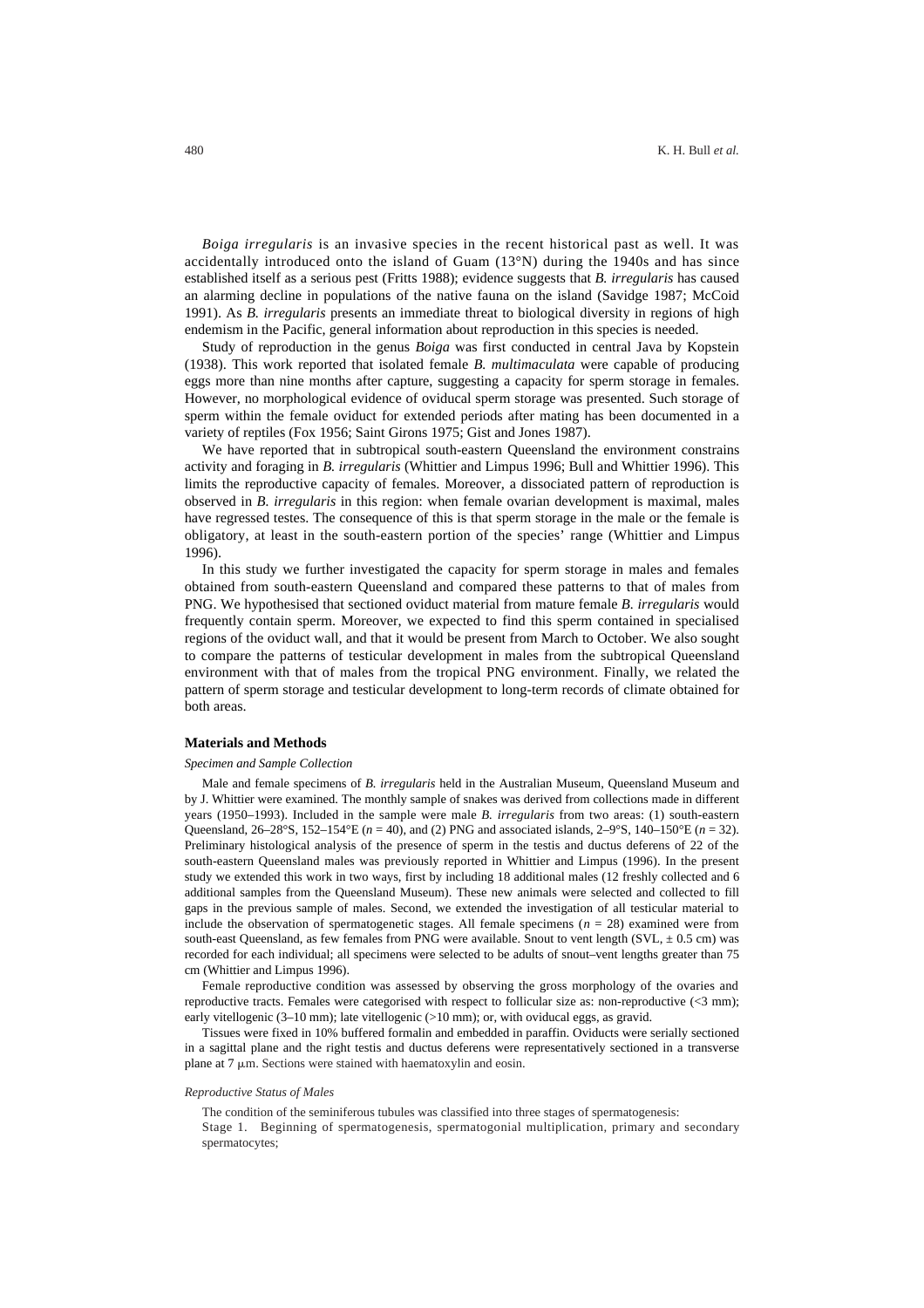*Boiga irregularis* is an invasive species in the recent historical past as well. It was accidentally introduced onto the island of Guam (13°N) during the 1940s and has since established itself as a serious pest (Fritts 1988); evidence suggests that *B. irregularis* has caused an alarming decline in populations of the native fauna on the island (Savidge 1987; McCoid 1991). As *B. irregularis* presents an immediate threat to biological diversity in regions of high endemism in the Pacific, general information about reproduction in this species is needed.

Study of reproduction in the genus *Boiga* was first conducted in central Java by Kopstein (1938). This work reported that isolated female *B. multimaculata* were capable of producing eggs more than nine months after capture, suggesting a capacity for sperm storage in females. However, no morphological evidence of oviducal sperm storage was presented. Such storage of sperm within the female oviduct for extended periods after mating has been documented in a variety of reptiles (Fox 1956; Saint Girons 1975; Gist and Jones 1987).

We have reported that in subtropical south-eastern Queensland the environment constrains activity and foraging in *B. irregularis* (Whittier and Limpus 1996; Bull and Whittier 1996). This limits the reproductive capacity of females. Moreover, a dissociated pattern of reproduction is observed in *B. irregularis* in this region: when female ovarian development is maximal, males have regressed testes. The consequence of this is that sperm storage in the male or the female is obligatory, at least in the south-eastern portion of the species' range (Whittier and Limpus 1996).

In this study we further investigated the capacity for sperm storage in males and females obtained from south-eastern Queensland and compared these patterns to that of males from PNG. We hypothesised that sectioned oviduct material from mature female *B. irregularis* would frequently contain sperm. Moreover, we expected to find this sperm contained in specialised regions of the oviduct wall, and that it would be present from March to October. We also sought to compare the patterns of testicular development in males from the subtropical Queensland environment with that of males from the tropical PNG environment. Finally, we related the pattern of sperm storage and testicular development to long-term records of climate obtained for both areas.

## Materials and Methods

### *Specimen and Sample Collection*

Male and female specimens of *B. irregularis* held in the Australian Museum, Queensland Museum and by J. Whittier were examined. The monthly sample of snakes was derived from collections made in different years (1950–1993). Included in the sample were male *B. irregularis* from two areas: (1) south-eastern Queensland, 26–28°S, 152–154°E ($n = 40$), and (2) PNG and associated islands, 2–9°S, 140–150°E ($n = 32$). Preliminary histological analysis of the presence of sperm in the testis and ductus deferens of 22 of the south-eastern Queensland males was previously reported in Whittier and Limpus (1996). In the present study we extended this work in two ways, first by including 18 additional males (12 freshly collected and 6 additional samples from the Queensland Museum). These new animals were selected and collected to fill gaps in the previous sample of males. Second, we extended the investigation of all testicular material to include the observation of spermatogenetic stages. All female specimens ($n = 28$) examined were from south-east Queensland, as few females from PNG were available. Snout to vent length (SVL, ± 0.5 cm) was recorded for each individual; all specimens were selected to be adults of snout–vent lengths greater than 75 cm (Whittier and Limpus 1996).

Female reproductive condition was assessed by observing the gross morphology of the ovaries and reproductive tracts. Females were categorised with respect to follicular size as: non-reproductive (<3 mm); early vitellogenic (3–10 mm); late vitellogenic (>10 mm); or, with oviducal eggs, as gravid.

Tissues were fixed in 10% buffered formalin and embedded in paraffin. Oviducts were serially sectioned in a sagittal plane and the right testis and ductus deferens were representatively sectioned in a transverse plane at 7 μm. Sections were stained with haematoxylin and eosin.

### *Reproductive Status of Males*

The condition of the seminiferous tubules was classified into three stages of spermatogenesis:

Stage 1. Beginning of spermatogenesis, spermatogonial multiplication, primary and secondary spermatocytes;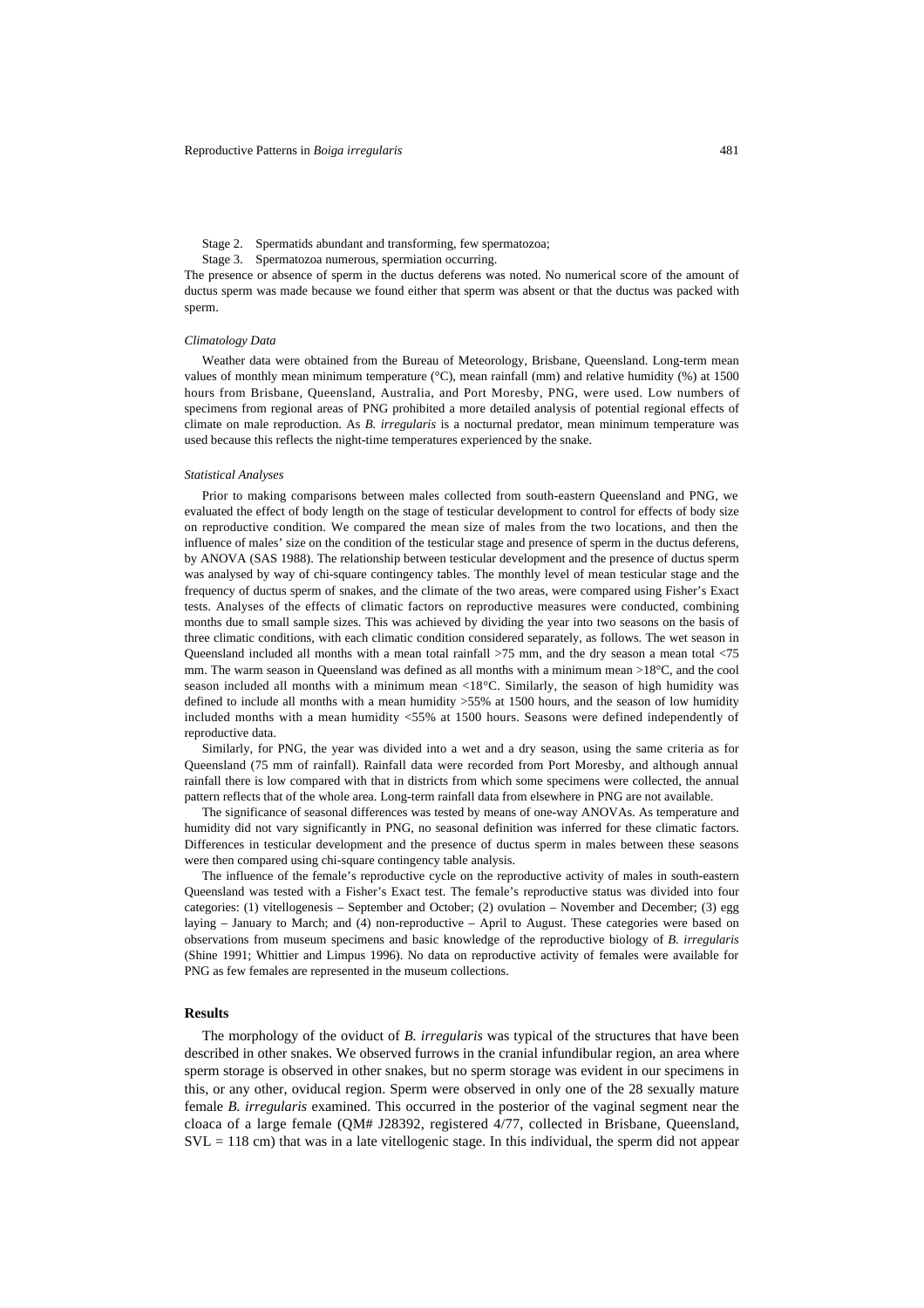Stage 2. Spermatids abundant and transforming, few spermatozoa;

Stage 3. Spermatozoa numerous, spermiation occurring.

The presence or absence of sperm in the ductus deferens was noted. No numerical score of the amount of ductus sperm was made because we found either that sperm was absent or that the ductus was packed with sperm.

*Climatology Data*

Weather data were obtained from the Bureau of Meteorology, Brisbane, Queensland. Long-term mean values of monthly mean minimum temperature (°C), mean rainfall (mm) and relative humidity (%) at 1500 hours from Brisbane, Queensland, Australia, and Port Moresby, PNG, were used. Low numbers of specimens from regional areas of PNG prohibited a more detailed analysis of potential regional effects of climate on male reproduction. As *B. irregularis* is a nocturnal predator, mean minimum temperature was used because this reflects the night-time temperatures experienced by the snake.

*Statistical Analyses*

Prior to making comparisons between males collected from south-eastern Queensland and PNG, we evaluated the effect of body length on the stage of testicular development to control for effects of body size on reproductive condition. We compared the mean size of males from the two locations, and then the influence of males' size on the condition of the testicular stage and presence of sperm in the ductus deferens, by ANOVA (SAS 1988). The relationship between testicular development and the presence of ductus sperm was analysed by way of chi-square contingency tables. The monthly level of mean testicular stage and the frequency of ductus sperm of snakes, and the climate of the two areas, were compared using Fisher's Exact tests. Analyses of the effects of climatic factors on reproductive measures were conducted, combining months due to small sample sizes. This was achieved by dividing the year into two seasons on the basis of three climatic conditions, with each climatic condition considered separately, as follows. The wet season in Queensland included all months with a mean total rainfall >75 mm, and the dry season a mean total <75 mm. The warm season in Queensland was defined as all months with a minimum mean >18°C, and the cool season included all months with a minimum mean <18°C. Similarly, the season of high humidity was defined to include all months with a mean humidity >55% at 1500 hours, and the season of low humidity included months with a mean humidity <55% at 1500 hours. Seasons were defined independently of reproductive data.

Similarly, for PNG, the year was divided into a wet and a dry season, using the same criteria as for Queensland (75 mm of rainfall). Rainfall data were recorded from Port Moresby, and although annual rainfall there is low compared with that in districts from which some specimens were collected, the annual pattern reflects that of the whole area. Long-term rainfall data from elsewhere in PNG are not available.

The significance of seasonal differences was tested by means of one-way ANOVAs. As temperature and humidity did not vary significantly in PNG, no seasonal definition was inferred for these climatic factors. Differences in testicular development and the presence of ductus sperm in males between these seasons were then compared using chi-square contingency table analysis.

The influence of the female's reproductive cycle on the reproductive activity of males in south-eastern Queensland was tested with a Fisher's Exact test. The female's reproductive status was divided into four categories: (1) vitellogenesis – September and October; (2) ovulation – November and December; (3) egg laying – January to March; and (4) non-reproductive – April to August. These categories were based on observations from museum specimens and basic knowledge of the reproductive biology of *B. irregularis* (Shine 1991; Whittier and Limpus 1996). No data on reproductive activity of females were available for PNG as few females are represented in the museum collections.

## Results

The morphology of the oviduct of *B. irregularis* was typical of the structures that have been described in other snakes. We observed furrows in the cranial infundibular region, an area where sperm storage is observed in other snakes, but no sperm storage was evident in our specimens in this, or any other, oviducal region. Sperm were observed in only one of the 28 sexually mature female *B. irregularis* examined. This occurred in the posterior of the vaginal segment near the cloaca of a large female (QM# J28392, registered 4/77, collected in Brisbane, Queensland, SVL = 118 cm) that was in a late vitellogenic stage. In this individual, the sperm did not appear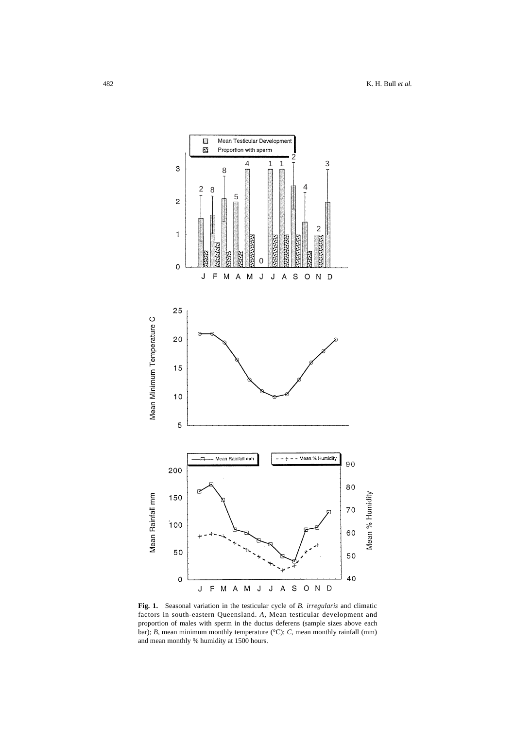**Fig. 1.** Seasonal variation in the testicular cycle of *B. irregularis* and climatic factors in south-eastern Queensland. *A*, Mean testicular development and proportion of males with sperm in the ductus deferens (sample sizes above each bar); *B*, mean minimum monthly temperature (°C); *C*, mean monthly rainfall (mm) and mean monthly % humidity at 1500 hours.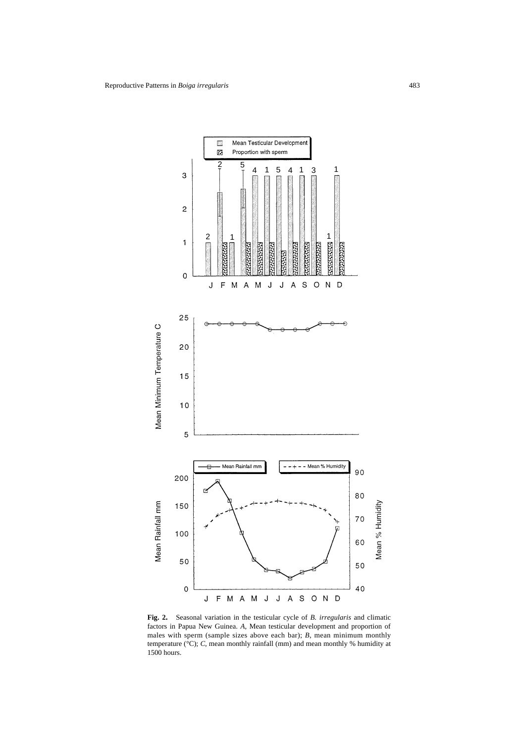**Fig. 2.** Seasonal variation in the testicular cycle of *B. irregularis* and climatic factors in Papua New Guinea. *A*, Mean testicular development and proportion of males with sperm (sample sizes above each bar); *B*, mean minimum monthly temperature (°C); *C*, mean monthly rainfall (mm) and mean monthly % humidity at 1500 hours.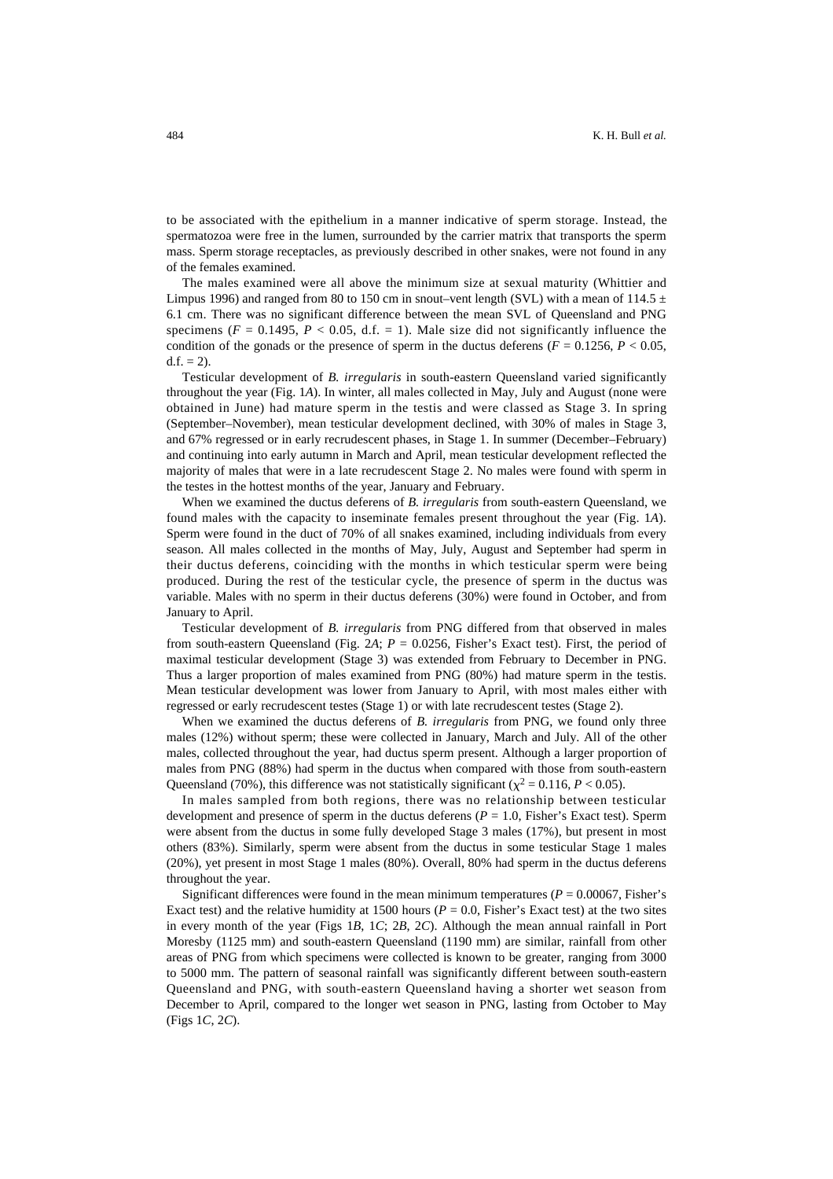to be associated with the epithelium in a manner indicative of sperm storage. Instead, the spermatozoa were free in the lumen, surrounded by the carrier matrix that transports the sperm mass. Sperm storage receptacles, as previously described in other snakes, were not found in any of the females examined.

The males examined were all above the minimum size at sexual maturity (Whittier and Limpus 1996) and ranged from 80 to 150 cm in snout–vent length (SVL) with a mean of 114.5 ± 6.1 cm. There was no significant difference between the mean SVL of Queensland and PNG specimens ($F$ = 0.1495, $P$ < 0.05, d.f. = 1). Male size did not significantly influence the condition of the gonads or the presence of sperm in the ductus deferens ($F$ = 0.1256, $P$ < 0.05, d.f. = 2).

Testicular development of *B. irregularis* in south-eastern Queensland varied significantly throughout the year (Fig. 1*A*). In winter, all males collected in May, July and August (none were obtained in June) had mature sperm in the testis and were classed as Stage 3. In spring (September–November), mean testicular development declined, with 30% of males in Stage 3, and 67% regressed or in early recrudescent phases, in Stage 1. In summer (December–February) and continuing into early autumn in March and April, mean testicular development reflected the majority of males that were in a late recrudescent Stage 2. No males were found with sperm in the testes in the hottest months of the year, January and February.

When we examined the ductus deferens of *B. irregularis* from south-eastern Queensland, we found males with the capacity to inseminate females present throughout the year (Fig. 1*A*). Sperm were found in the duct of 70% of all snakes examined, including individuals from every season. All males collected in the months of May, July, August and September had sperm in their ductus deferens, coinciding with the months in which testicular sperm were being produced. During the rest of the testicular cycle, the presence of sperm in the ductus was variable. Males with no sperm in their ductus deferens (30%) were found in October, and from January to April.

Testicular development of *B. irregularis* from PNG differed from that observed in males from south-eastern Queensland (Fig. 2*A*; $P$ = 0.0256, Fisher's Exact test). First, the period of maximal testicular development (Stage 3) was extended from February to December in PNG. Thus a larger proportion of males examined from PNG (80%) had mature sperm in the testis. Mean testicular development was lower from January to April, with most males either with regressed or early recrudescent testes (Stage 1) or with late recrudescent testes (Stage 2).

When we examined the ductus deferens of *B. irregularis* from PNG, we found only three males (12%) without sperm; these were collected in January, March and July. All of the other males, collected throughout the year, had ductus sperm present. Although a larger proportion of males from PNG (88%) had sperm in the ductus when compared with those from south-eastern Queensland (70%), this difference was not statistically significant ($\chi^2$ = 0.116, $P$ < 0.05).

In males sampled from both regions, there was no relationship between testicular development and presence of sperm in the ductus deferens ($P$ = 1.0, Fisher's Exact test). Sperm were absent from the ductus in some fully developed Stage 3 males (17%), but present in most others (83%). Similarly, sperm were absent from the ductus in some testicular Stage 1 males (20%), yet present in most Stage 1 males (80%). Overall, 80% had sperm in the ductus deferens throughout the year.

Significant differences were found in the mean minimum temperatures ($P$ = 0.00067, Fisher's Exact test) and the relative humidity at 1500 hours ($P$ = 0.0, Fisher's Exact test) at the two sites in every month of the year (Figs 1*B*, 1*C*; 2*B*, 2*C*). Although the mean annual rainfall in Port Moresby (1125 mm) and south-eastern Queensland (1190 mm) are similar, rainfall from other areas of PNG from which specimens were collected is known to be greater, ranging from 3000 to 5000 mm. The pattern of seasonal rainfall was significantly different between south-eastern Queensland and PNG, with south-eastern Queensland having a shorter wet season from December to April, compared to the longer wet season in PNG, lasting from October to May (Figs 1*C*, 2*C*).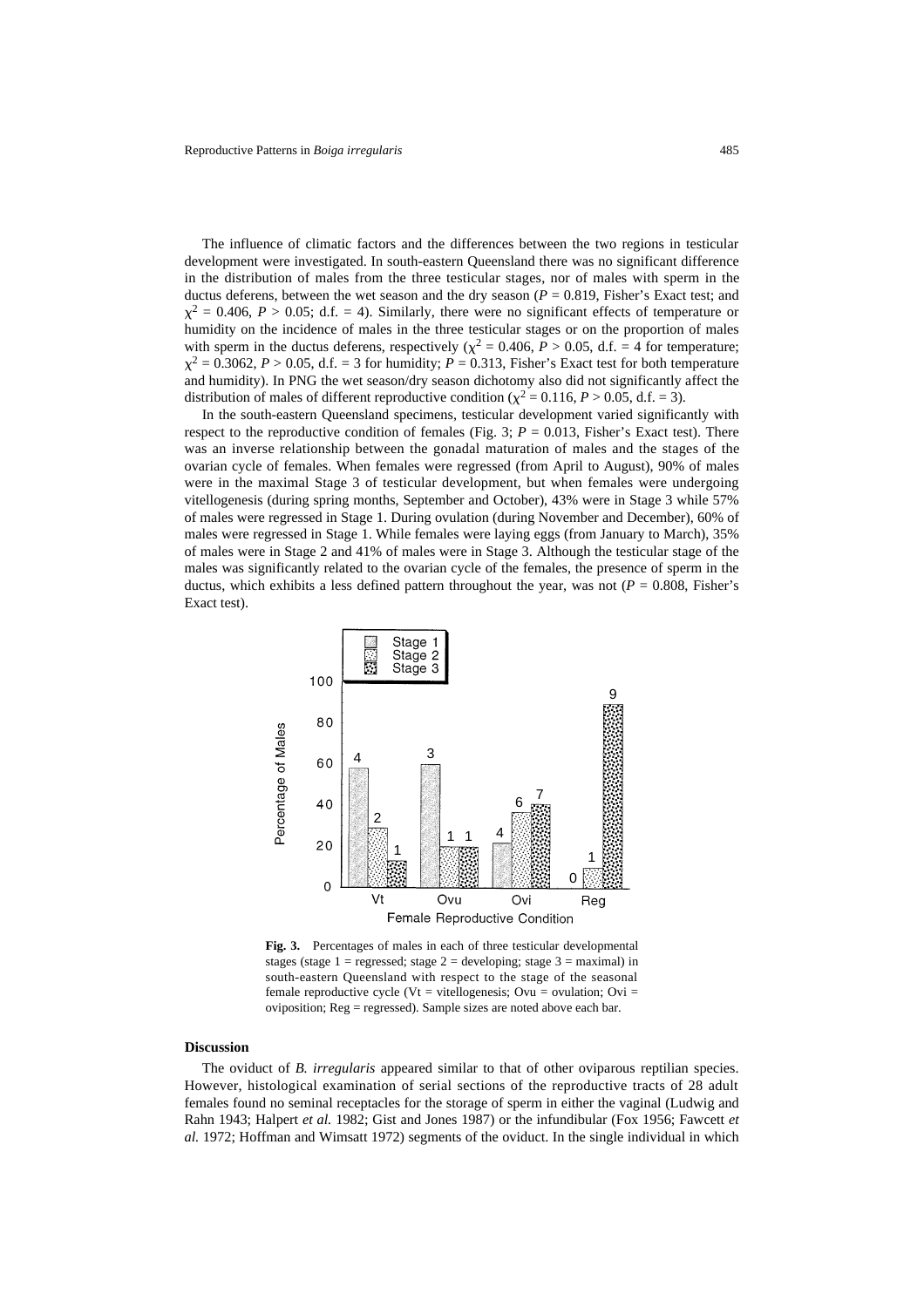The influence of climatic factors and the differences between the two regions in testicular development were investigated. In south-eastern Queensland there was no significant difference in the distribution of males from the three testicular stages, nor of males with sperm in the ductus deferens, between the wet season and the dry season ($P = 0.819$, Fisher's Exact test; and $\chi^2 = 0.406$, $P > 0.05$; d.f. = 4). Similarly, there were no significant effects of temperature or humidity on the incidence of males in the three testicular stages or on the proportion of males with sperm in the ductus deferens, respectively ($\chi^2 = 0.406$, $P > 0.05$, d.f. = 4 for temperature; $\chi^2 = 0.3062$, $P > 0.05$, d.f. = 3 for humidity; $P = 0.313$, Fisher's Exact test for both temperature and humidity). In PNG the wet season/dry season dichotomy also did not significantly affect the distribution of males of different reproductive condition ($\chi^2 = 0.116$, $P > 0.05$, d.f. = 3).

In the south-eastern Queensland specimens, testicular development varied significantly with respect to the reproductive condition of females (Fig. 3; $P = 0.013$, Fisher's Exact test). There was an inverse relationship between the gonadal maturation of males and the stages of the ovarian cycle of females. When females were regressed (from April to August), 90% of males were in the maximal Stage 3 of testicular development, but when females were undergoing vitellogenesis (during spring months, September and October), 43% were in Stage 3 while 57% of males were regressed in Stage 1. During ovulation (during November and December), 60% of males were regressed in Stage 1. While females were laying eggs (from January to March), 35% of males were in Stage 2 and 41% of males were in Stage 3. Although the testicular stage of the males was significantly related to the ovarian cycle of the females, the presence of sperm in the ductus, which exhibits a less defined pattern throughout the year, was not ($P = 0.808$, Fisher's Exact test).

**Fig. 3.** Percentages of males in each of three testicular developmental stages (stage 1 = regressed; stage 2 = developing; stage 3 = maximal) in south-eastern Queensland with respect to the stage of the seasonal female reproductive cycle (Vt = vitellogenesis; Ovu = ovulation; Ovi = oviposition; Reg = regressed). Sample sizes are noted above each bar.

## Discussion

The oviduct of *B. irregularis* appeared similar to that of other oviparous reptilian species. However, histological examination of serial sections of the reproductive tracts of 28 adult females found no seminal receptacles for the storage of sperm in either the vaginal (Ludwig and Rahn 1943; Halpert *et al.* 1982; Gist and Jones 1987) or the infundibular (Fox 1956; Fawcett *et al.* 1972; Hoffman and Wimsatt 1972) segments of the oviduct. In the single individual in which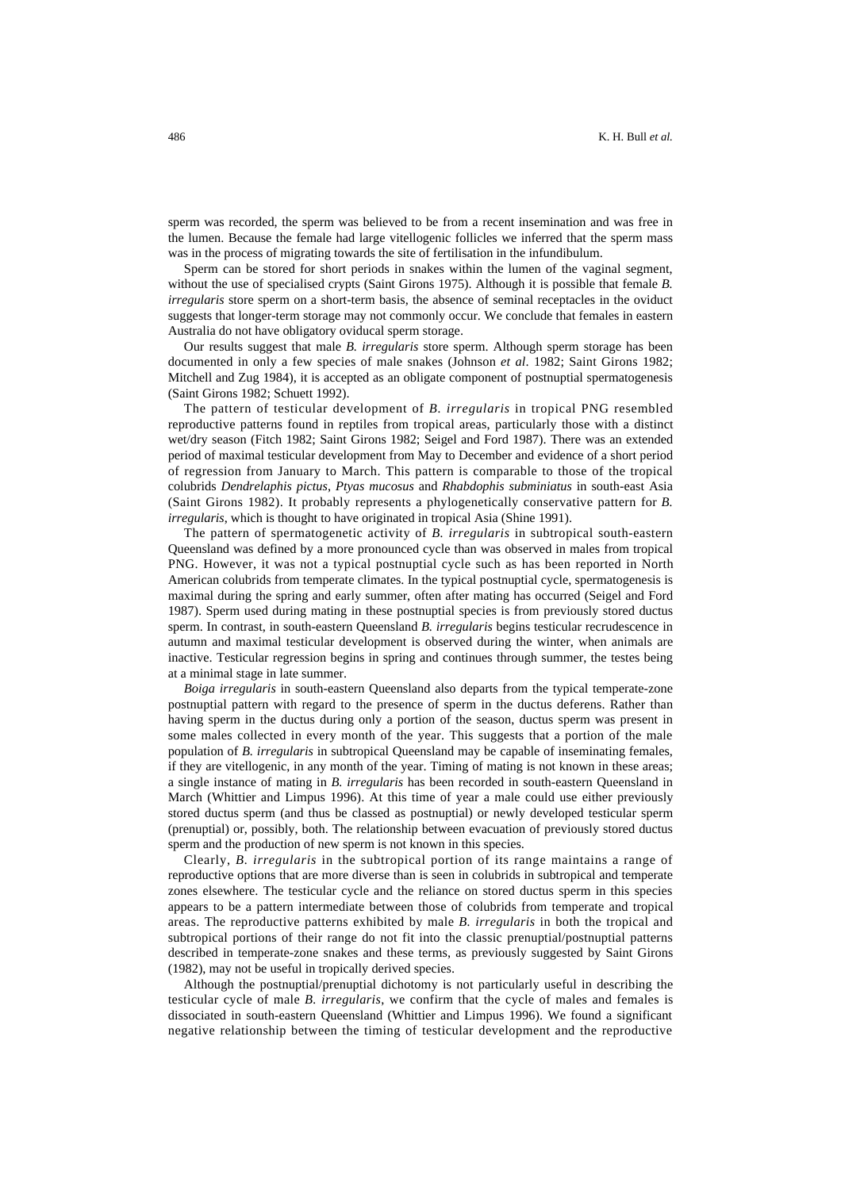sperm was recorded, the sperm was believed to be from a recent insemination and was free in the lumen. Because the female had large vitellogenic follicles we inferred that the sperm mass was in the process of migrating towards the site of fertilisation in the infundibulum.

Sperm can be stored for short periods in snakes within the lumen of the vaginal segment, without the use of specialised crypts (Saint Girons 1975). Although it is possible that female *B. irregularis* store sperm on a short-term basis, the absence of seminal receptacles in the oviduct suggests that longer-term storage may not commonly occur. We conclude that females in eastern Australia do not have obligatory oviducal sperm storage.

Our results suggest that male *B. irregularis* store sperm. Although sperm storage has been documented in only a few species of male snakes (Johnson *et al*. 1982; Saint Girons 1982; Mitchell and Zug 1984), it is accepted as an obligate component of postnuptial spermatogenesis (Saint Girons 1982; Schuett 1992).

The pattern of testicular development of *B. irregularis* in tropical PNG resembled reproductive patterns found in reptiles from tropical areas, particularly those with a distinct wet/dry season (Fitch 1982; Saint Girons 1982; Seigel and Ford 1987). There was an extended period of maximal testicular development from May to December and evidence of a short period of regression from January to March. This pattern is comparable to those of the tropical colubrids *Dendrelaphis pictus*, *Ptyas mucosus* and *Rhabdophis subminiatus* in south-east Asia (Saint Girons 1982). It probably represents a phylogenetically conservative pattern for *B. irregularis*, which is thought to have originated in tropical Asia (Shine 1991).

The pattern of spermatogenetic activity of *B. irregularis* in subtropical south-eastern Queensland was defined by a more pronounced cycle than was observed in males from tropical PNG. However, it was not a typical postnuptial cycle such as has been reported in North American colubrids from temperate climates. In the typical postnuptial cycle, spermatogenesis is maximal during the spring and early summer, often after mating has occurred (Seigel and Ford 1987). Sperm used during mating in these postnuptial species is from previously stored ductus sperm. In contrast, in south-eastern Queensland *B. irregularis* begins testicular recrudescence in autumn and maximal testicular development is observed during the winter, when animals are inactive. Testicular regression begins in spring and continues through summer, the testes being at a minimal stage in late summer.

*Boiga irregularis* in south-eastern Queensland also departs from the typical temperate-zone postnuptial pattern with regard to the presence of sperm in the ductus deferens. Rather than having sperm in the ductus during only a portion of the season, ductus sperm was present in some males collected in every month of the year. This suggests that a portion of the male population of *B. irregularis* in subtropical Queensland may be capable of inseminating females, if they are vitellogenic, in any month of the year. Timing of mating is not known in these areas; a single instance of mating in *B. irregularis* has been recorded in south-eastern Queensland in March (Whittier and Limpus 1996). At this time of year a male could use either previously stored ductus sperm (and thus be classed as postnuptial) or newly developed testicular sperm (prenuptial) or, possibly, both. The relationship between evacuation of previously stored ductus sperm and the production of new sperm is not known in this species.

Clearly, *B. irregularis* in the subtropical portion of its range maintains a range of reproductive options that are more diverse than is seen in colubrids in subtropical and temperate zones elsewhere. The testicular cycle and the reliance on stored ductus sperm in this species appears to be a pattern intermediate between those of colubrids from temperate and tropical areas. The reproductive patterns exhibited by male *B. irregularis* in both the tropical and subtropical portions of their range do not fit into the classic prenuptial/postnuptial patterns described in temperate-zone snakes and these terms, as previously suggested by Saint Girons (1982), may not be useful in tropically derived species.

Although the postnuptial/prenuptial dichotomy is not particularly useful in describing the testicular cycle of male *B. irregularis*, we confirm that the cycle of males and females is dissociated in south-eastern Queensland (Whittier and Limpus 1996). We found a significant negative relationship between the timing of testicular development and the reproductive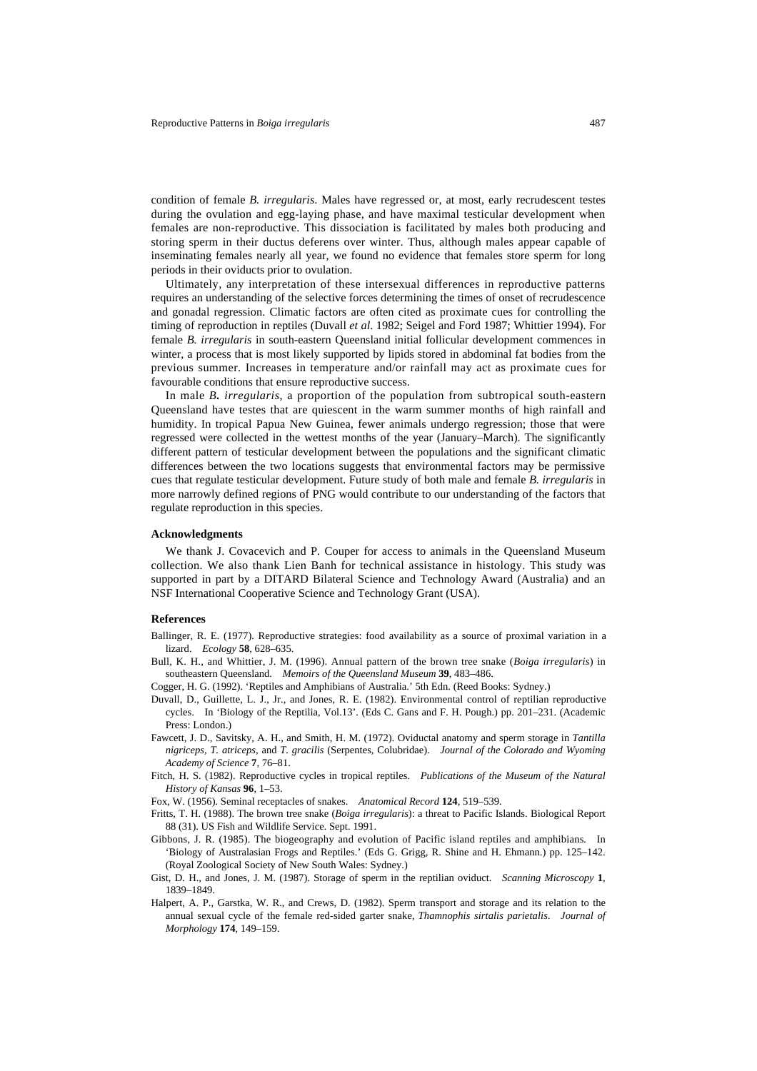condition of female *B. irregularis*. Males have regressed or, at most, early recrudescent testes during the ovulation and egg-laying phase, and have maximal testicular development when females are non-reproductive. This dissociation is facilitated by males both producing and storing sperm in their ductus deferens over winter. Thus, although males appear capable of inseminating females nearly all year, we found no evidence that females store sperm for long periods in their oviducts prior to ovulation.

Ultimately, any interpretation of these intersexual differences in reproductive patterns requires an understanding of the selective forces determining the times of onset of recrudescence and gonadal regression. Climatic factors are often cited as proximate cues for controlling the timing of reproduction in reptiles (Duvall *et al.* 1982; Seigel and Ford 1987; Whittier 1994). For female *B. irregularis* in south-eastern Queensland initial follicular development commences in winter, a process that is most likely supported by lipids stored in abdominal fat bodies from the previous summer. Increases in temperature and/or rainfall may act as proximate cues for favourable conditions that ensure reproductive success.

In male ***B.** irregularis*, a proportion of the population from subtropical south-eastern Queensland have testes that are quiescent in the warm summer months of high rainfall and humidity. In tropical Papua New Guinea, fewer animals undergo regression; those that were regressed were collected in the wettest months of the year (January–March). The significantly different pattern of testicular development between the populations and the significant climatic differences between the two locations suggests that environmental factors may be permissive cues that regulate testicular development. Future study of both male and female *B. irregularis* in more narrowly defined regions of PNG would contribute to our understanding of the factors that regulate reproduction in this species.

### Acknowledgments

We thank J. Covacevich and P. Couper for access to animals in the Queensland Museum collection. We also thank Lien Banh for technical assistance in histology. This study was supported in part by a DITARD Bilateral Science and Technology Award (Australia) and an NSF International Cooperative Science and Technology Grant (USA).

### References

Ballinger, R. E. (1977). Reproductive strategies: food availability as a source of proximal variation in a lizard. *Ecology* **58**, 628–635.

Bull, K. H., and Whittier, J. M. (1996). Annual pattern of the brown tree snake (*Boiga irregularis*) in southeastern Queensland. *Memoirs of the Queensland Museum* **39**, 483–486.

Cogger, H. G. (1992). 'Reptiles and Amphibians of Australia.' 5th Edn. (Reed Books: Sydney.)

Duvall, D., Guillette, L. J., Jr., and Jones, R. E. (1982). Environmental control of reptilian reproductive cycles. In 'Biology of the Reptilia, Vol.13'. (Eds C. Gans and F. H. Pough.) pp. 201–231. (Academic Press: London.)

Fawcett, J. D., Savitsky, A. H., and Smith, H. M. (1972). Oviductal anatomy and sperm storage in *Tantilla nigriceps, T. atriceps*, and *T. gracilis* (Serpentes, Colubridae). *Journal of the Colorado and Wyoming Academy of Science* **7**, 76–81.

Fitch, H. S. (1982). Reproductive cycles in tropical reptiles. *Publications of the Museum of the Natural History of Kansas* **96**, 1–53.

Fox, W. (1956). Seminal receptacles of snakes. *Anatomical Record* **124**, 519–539.

Fritts, T. H. (1988). The brown tree snake (*Boiga irregularis*): a threat to Pacific Islands. Biological Report 88 (31). US Fish and Wildlife Service. Sept. 1991.

Gibbons, J. R. (1985). The biogeography and evolution of Pacific island reptiles and amphibians. In 'Biology of Australasian Frogs and Reptiles.' (Eds G. Grigg, R. Shine and H. Ehmann.) pp. 125–142. (Royal Zoological Society of New South Wales: Sydney.)

Gist, D. H., and Jones, J. M. (1987). Storage of sperm in the reptilian oviduct. *Scanning Microscopy* **1**, 1839–1849.

Halpert, A. P., Garstka, W. R., and Crews, D. (1982). Sperm transport and storage and its relation to the annual sexual cycle of the female red-sided garter snake, *Thamnophis sirtalis parietalis*. *Journal of Morphology* **174**, 149–159.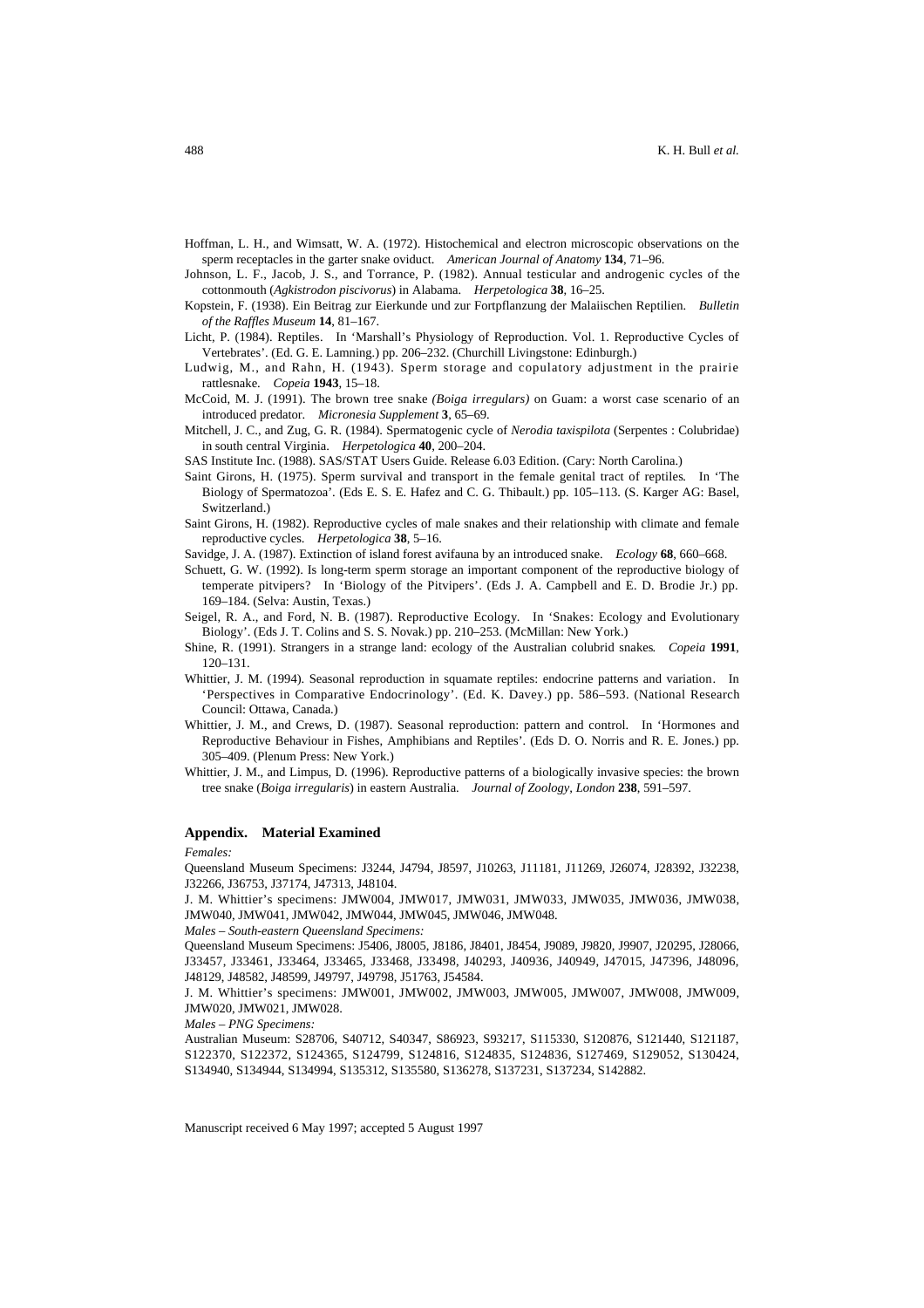Hoffman, L. H., and Wimsatt, W. A. (1972). Histochemical and electron microscopic observations on the sperm receptacles in the garter snake oviduct. *American Journal of Anatomy* **134**, 71–96.

Johnson, L. F., Jacob, J. S., and Torrance, P. (1982). Annual testicular and androgenic cycles of the cottonmouth (*Agkistrodon piscivorus*) in Alabama. *Herpetologica* **38**, 16–25.

Kopstein, F. (1938). Ein Beitrag zur Eierkunde und zur Fortpflanzung der Malaiischen Reptilien. *Bulletin of the Raffles Museum* **14**, 81–167.

Licht, P. (1984). Reptiles. In 'Marshall's Physiology of Reproduction. Vol. 1. Reproductive Cycles of Vertebrates'. (Ed. G. E. Lamning.) pp. 206–232. (Churchill Livingstone: Edinburgh.)

Ludwig, M., and Rahn, H. (1943). Sperm storage and copulatory adjustment in the prairie rattlesnake. *Copeia* **1943**, 15–18.

McCoid, M. J. (1991). The brown tree snake *(Boiga irregulars)* on Guam: a worst case scenario of an introduced predator. *Micronesia Supplement* **3**, 65–69.

Mitchell, J. C., and Zug, G. R. (1984). Spermatogenic cycle of *Nerodia taxispilota* (Serpentes : Colubridae) in south central Virginia. *Herpetologica* **40**, 200–204.

SAS Institute Inc. (1988). SAS/STAT Users Guide. Release 6.03 Edition. (Cary: North Carolina.)

Saint Girons, H. (1975). Sperm survival and transport in the female genital tract of reptiles. In 'The Biology of Spermatozoa'. (Eds E. S. E. Hafez and C. G. Thibault.) pp. 105–113. (S. Karger AG: Basel, Switzerland.)

Saint Girons, H. (1982). Reproductive cycles of male snakes and their relationship with climate and female reproductive cycles. *Herpetologica* **38**, 5–16.

Savidge, J. A. (1987). Extinction of island forest avifauna by an introduced snake. *Ecology* **68**, 660–668.

Schuett, G. W. (1992). Is long-term sperm storage an important component of the reproductive biology of temperate pitvipers? In 'Biology of the Pitvipers'. (Eds J. A. Campbell and E. D. Brodie Jr.) pp. 169–184. (Selva: Austin, Texas.)

Seigel, R. A., and Ford, N. B. (1987). Reproductive Ecology. In 'Snakes: Ecology and Evolutionary Biology'. (Eds J. T. Colins and S. S. Novak.) pp. 210–253. (McMillan: New York.)

Shine, R. (1991). Strangers in a strange land: ecology of the Australian colubrid snakes. *Copeia* **1991**, 120–131.

Whittier, J. M. (1994). Seasonal reproduction in squamate reptiles: endocrine patterns and variation. In 'Perspectives in Comparative Endocrinology'. (Ed. K. Davey.) pp. 586–593. (National Research Council: Ottawa, Canada.)

Whittier, J. M., and Crews, D. (1987). Seasonal reproduction: pattern and control. In 'Hormones and Reproductive Behaviour in Fishes, Amphibians and Reptiles'. (Eds D. O. Norris and R. E. Jones.) pp. 305–409. (Plenum Press: New York.)

Whittier, J. M., and Limpus, D. (1996). Reproductive patterns of a biologically invasive species: the brown tree snake (*Boiga irregularis*) in eastern Australia. *Journal of Zoology, London* **238**, 591–597.

## Appendix. Material Examined

*Females:*

Queensland Museum Specimens: J3244, J4794, J8597, J10263, J11181, J11269, J26074, J28392, J32238, J32266, J36753, J37174, J47313, J48104.

J. M. Whittier's specimens: JMW004, JMW017, JMW031, JMW033, JMW035, JMW036, JMW038, JMW040, JMW041, JMW042, JMW044, JMW045, JMW046, JMW048.

*Males – South-eastern Queensland Specimens:*

Queensland Museum Specimens: J5406, J8005, J8186, J8401, J8454, J9089, J9820, J9907, J20295, J28066, J33457, J33461, J33464, J33465, J33468, J33498, J40293, J40936, J40949, J47015, J47396, J48096, J48129, J48582, J48599, J49797, J49798, J51763, J54584.

J. M. Whittier's specimens: JMW001, JMW002, JMW003, JMW005, JMW007, JMW008, JMW009, JMW020, JMW021, JMW028.

*Males – PNG Specimens:*

Australian Museum: S28706, S40712, S40347, S86923, S93217, S115330, S120876, S121440, S121187, S122370, S122372, S124365, S124799, S124816, S124835, S124836, S127469, S129052, S130424, S134940, S134944, S134994, S135312, S135580, S136278, S137231, S137234, S142882.

Manuscript received 6 May 1997; accepted 5 August 1997